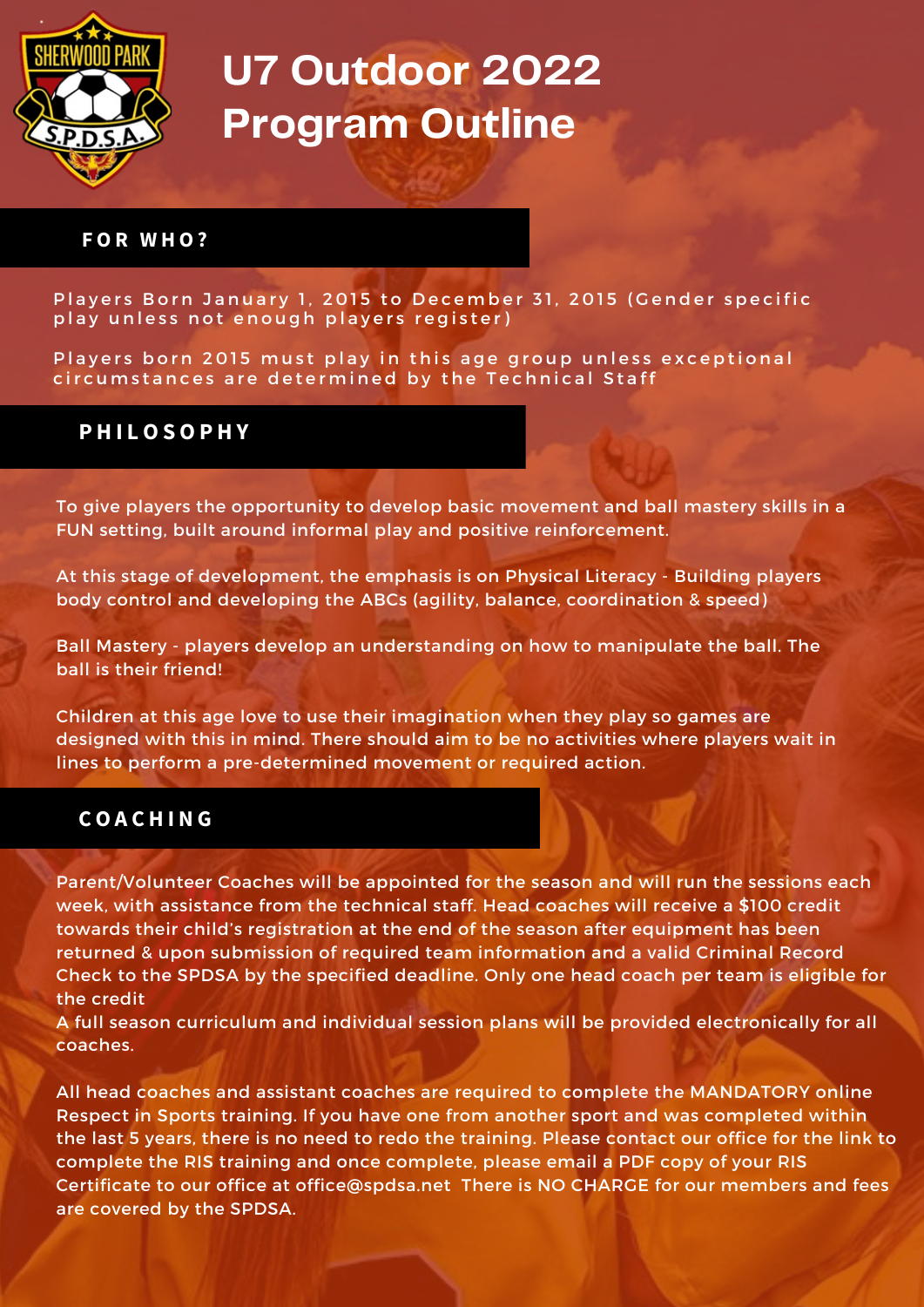# U7 Outdoor 2022 Program Outline

## FOR WHO?

Players Born January 1, 2015 to December 31, 2015 (Gender specific play unless not enough players register)

Players born 2015 must play in this age group unless exceptional circumstances are determined by the Technical Staff

## PHILOSOPHY

To give players the opportunity to develop basic movement and ball mastery skills in a FUN setting, built around informal play and positive reinforcement.

At this stage of development, the emphasis is on Physical Literacy - Building players body control and developing the ABCs (agility, balance, coordination & speed)

Ball Mastery - players develop an understanding on how to manipulate the ball. The ball is their friend!

Children at this age love to use their imagination when they play so games are designed with this in mind. There should aim to be no activities where players wait in lines to perform a pre-determined movement or required action.

## COACHING

Parent/Volunteer Coaches will be appointed for the season and will run the sessions each week, with assistance from the technical staff. Head coaches will receive a $100 credit towards their child's registration at the end of the season after equipment has been returned & upon submission of required team information and a valid Criminal Record Check to the SPDSA by the specified deadline. Only one head coach per team is eligible for the credit

A full season curriculum and individual session plans will be provided electronically for all coaches.

All head coaches and assistant coaches are required to complete the MANDATORY online Respect in Sports training. If you have one from another sport and was completed within the last 5 years, there is no need to redo the training. Please contact our office for the link to complete the RIS training and once complete, please email a PDF copy of your RIS Certificate to our office at office@spdsa.net There is NO CHARGE for our members and fees are covered by the SPDSA.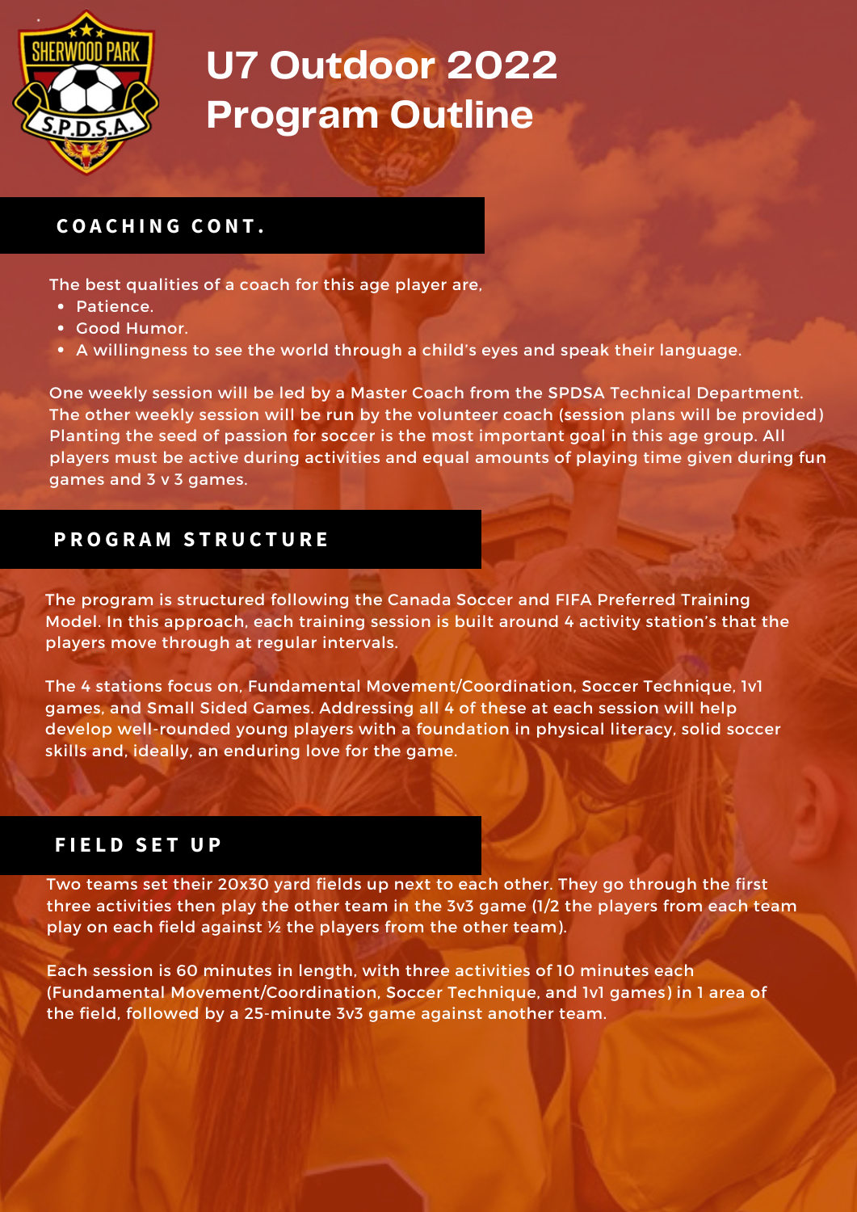# U7 Outdoor 2022 Program Outline

## COACHING CONT.

The best qualities of a coach for this age player are,

- Patience.
- Good Humor.
- A willingness to see the world through a child's eyes and speak their language.

One weekly session will be led by a Master Coach from the SPDSA Technical Department. The other weekly session will be run by the volunteer coach (session plans will be provided) Planting the seed of passion for soccer is the most important goal in this age group. All players must be active during activities and equal amounts of playing time given during fun games and 3 v 3 games.

## PROGRAM STRUCTURE

The program is structured following the Canada Soccer and FIFA Preferred Training Model. In this approach, each training session is built around 4 activity station's that the players move through at regular intervals.

The 4 stations focus on, Fundamental Movement/Coordination, Soccer Technique, 1v1 games, and Small Sided Games. Addressing all 4 of these at each session will help develop well-rounded young players with a foundation in physical literacy, solid soccer skills and, ideally, an enduring love for the game.

## FIELD SET UP

Two teams set their 20x30 yard fields up next to each other. They go through the first three activities then play the other team in the 3v3 game (1/2 the players from each team play on each field against ½ the players from the other team).

Each session is 60 minutes in length, with three activities of 10 minutes each (Fundamental Movement/Coordination, Soccer Technique, and 1v1 games) in 1 area of the field, followed by a 25-minute 3v3 game against another team.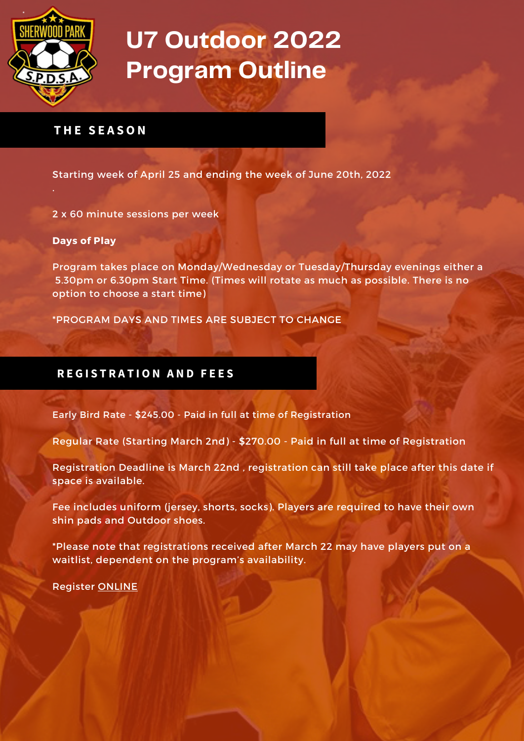# U7 Outdoor 2022 Program Outline

## THE SEASON

Starting week of April 25 and ending the week of June 20th, 2022

.

2 x 60 minute sessions per week

**Days of Play**

Program takes place on Monday/Wednesday or Tuesday/Thursday evenings either a 5.30pm or 6.30pm Start Time. (Times will rotate as much as possible. There is no option to choose a start time)

*PROGRAM DAYS AND TIMES ARE SUBJECT TO CHANGE

## REGISTRATION AND FEES

Early Bird Rate - $245.00 - Paid in full at time of Registration

Regular Rate (Starting March 2nd) - $270.00 - Paid in full at time of Registration

Registration Deadline is March 22nd , registration can still take place after this date if space is available.

Fee includes uniform (jersey, shorts, socks). Players are required to have their own shin pads and Outdoor shoes.

*Please note that registrations received after March 22 may have players put on a waitlist, dependent on the program's availability.

Register ONLINE